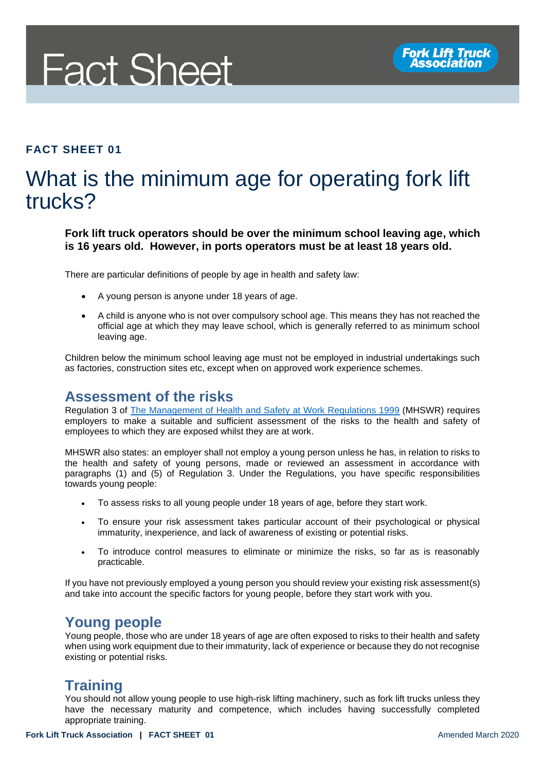# Fact Sheet

Fork Lift Truck Association

**FACT SHEET 01**

## What is the minimum age for operating fork lift trucks?

**Fork lift truck operators should be over the minimum school leaving age, which is 16 years old. However, in ports operators must be at least 18 years old.**

There are particular definitions of people by age in health and safety law:

- A young person is anyone under 18 years of age.
- A child is anyone who is not over compulsory school age. This means they has not reached the official age at which they may leave school, which is generally referred to as minimum school leaving age.

Children below the minimum school leaving age must not be employed in industrial undertakings such as factories, construction sites etc, except when on approved work experience schemes.

### Assessment of the risks

Regulation 3 of [The Management of Health and Safety at Work Regulations 1999]() (MHSWR) requires employers to make a suitable and sufficient assessment of the risks to the health and safety of employees to which they are exposed whilst they are at work.

MHSWR also states: an employer shall not employ a young person unless he has, in relation to risks to the health and safety of young persons, made or reviewed an assessment in accordance with paragraphs (1) and (5) of Regulation 3. Under the Regulations, you have specific responsibilities towards young people:

- To assess risks to all young people under 18 years of age, before they start work.
- To ensure your risk assessment takes particular account of their psychological or physical immaturity, inexperience, and lack of awareness of existing or potential risks.
- To introduce control measures to eliminate or minimize the risks, so far as is reasonably practicable.

If you have not previously employed a young person you should review your existing risk assessment(s) and take into account the specific factors for young people, before they start work with you.

### Young people

Young people, those who are under 18 years of age are often exposed to risks to their health and safety when using work equipment due to their immaturity, lack of experience or because they do not recognise existing or potential risks.

### Training

You should not allow young people to use high-risk lifting machinery, such as fork lift trucks unless they have the necessary maturity and competence, which includes having successfully completed appropriate training.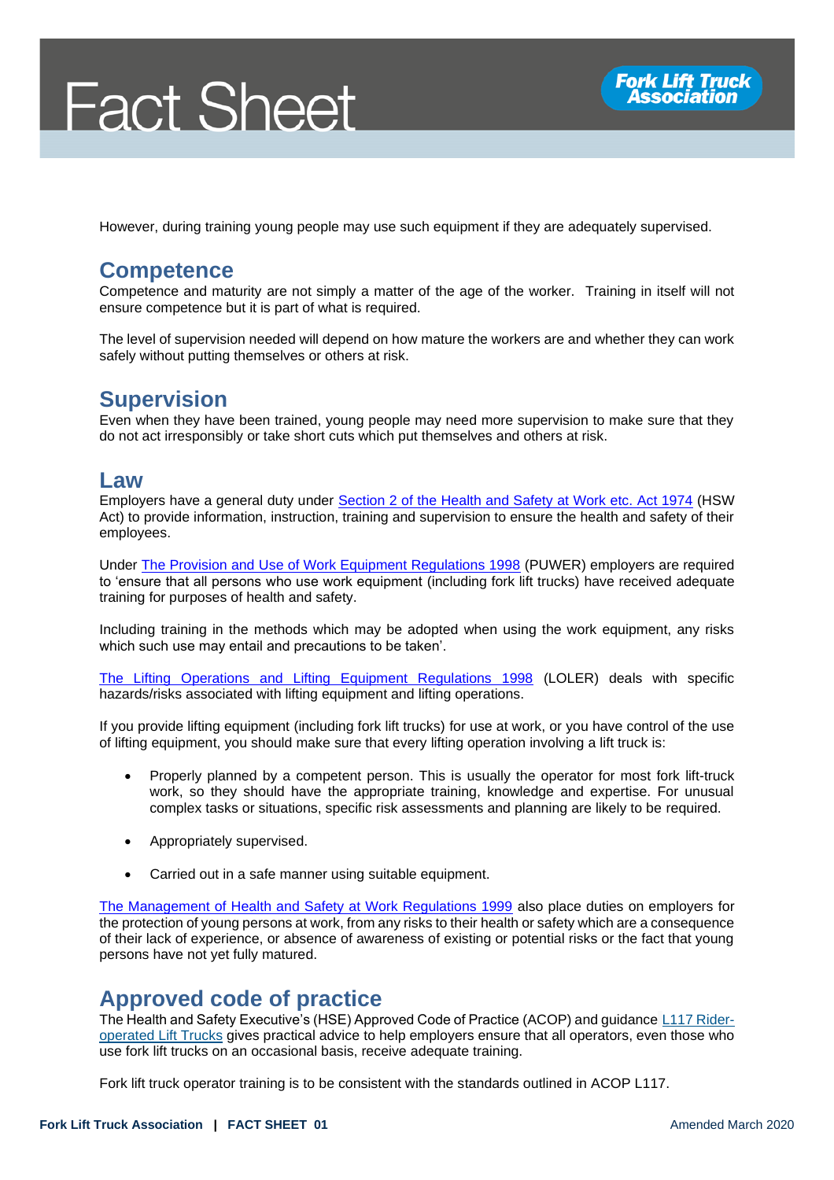However, during training young people may use such equipment if they are adequately supervised.

## Competence

Competence and maturity are not simply a matter of the age of the worker. Training in itself will not ensure competence but it is part of what is required.

The level of supervision needed will depend on how mature the workers are and whether they can work safely without putting themselves or others at risk.

## Supervision

Even when they have been trained, young people may need more supervision to make sure that they do not act irresponsibly or take short cuts which put themselves and others at risk.

## Law

Employers have a general duty under Section 2 of the Health and Safety at Work etc. Act 1974 (HSW Act) to provide information, instruction, training and supervision to ensure the health and safety of their employees.

Under The Provision and Use of Work Equipment Regulations 1998 (PUWER) employers are required to 'ensure that all persons who use work equipment (including fork lift trucks) have received adequate training for purposes of health and safety.

Including training in the methods which may be adopted when using the work equipment, any risks which such use may entail and precautions to be taken'.

The Lifting Operations and Lifting Equipment Regulations 1998 (LOLER) deals with specific hazards/risks associated with lifting equipment and lifting operations.

If you provide lifting equipment (including fork lift trucks) for use at work, or you have control of the use of lifting equipment, you should make sure that every lifting operation involving a lift truck is:

- Properly planned by a competent person. This is usually the operator for most fork lift-truck work, so they should have the appropriate training, knowledge and expertise. For unusual complex tasks or situations, specific risk assessments and planning are likely to be required.
- Appropriately supervised.
- Carried out in a safe manner using suitable equipment.

The Management of Health and Safety at Work Regulations 1999 also place duties on employers for the protection of young persons at work, from any risks to their health or safety which are a consequence of their lack of experience, or absence of awareness of existing or potential risks or the fact that young persons have not yet fully matured.

## Approved code of practice

The Health and Safety Executive's (HSE) Approved Code of Practice (ACOP) and guidance L117 Rider-operated Lift Trucks gives practical advice to help employers ensure that all operators, even those who use fork lift trucks on an occasional basis, receive adequate training.

Fork lift truck operator training is to be consistent with the standards outlined in ACOP L117.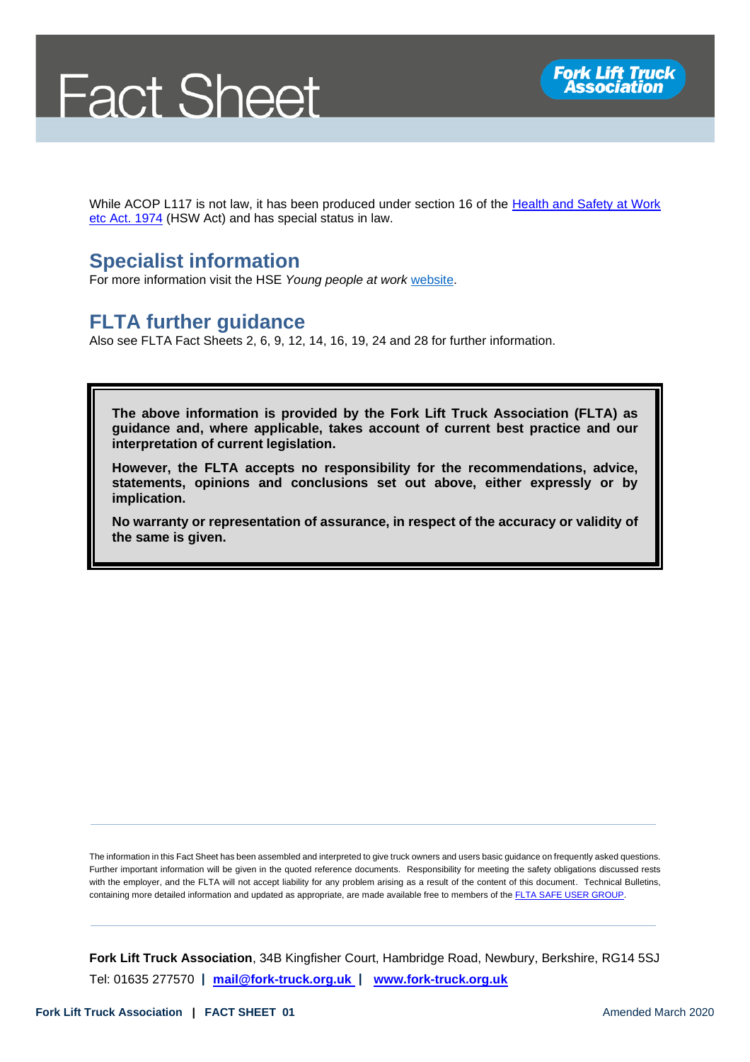While ACOP L117 is not law, it has been produced under section 16 of the Health and Safety at Work etc Act. 1974 (HSW Act) and has special status in law.

## Specialist information

For more information visit the HSE *Young people at work* website.

## FLTA further guidance

Also see FLTA Fact Sheets 2, 6, 9, 12, 14, 16, 19, 24 and 28 for further information.

**The above information is provided by the Fork Lift Truck Association (FLTA) as guidance and, where applicable, takes account of current best practice and our interpretation of current legislation.**

**However, the FLTA accepts no responsibility for the recommendations, advice, statements, opinions and conclusions set out above, either expressly or by implication.**

**No warranty or representation of assurance, in respect of the accuracy or validity of the same is given.**

---

The information in this Fact Sheet has been assembled and interpreted to give truck owners and users basic guidance on frequently asked questions. Further important information will be given in the quoted reference documents. Responsibility for meeting the safety obligations discussed rests with the employer, and the FLTA will not accept liability for any problem arising as a result of the content of this document. Technical Bulletins, containing more detailed information and updated as appropriate, are made available free to members of the FLTA SAFE USER GROUP.

---

**Fork Lift Truck Association**, 34B Kingfisher Court, Hambridge Road, Newbury, Berkshire, RG14 5SJ
Tel: 01635 277570 | **mail@fork-truck.org.uk** | **www.fork-truck.org.uk**

**Fork Lift Truck Association | FACT SHEET 01** Amended March 2020